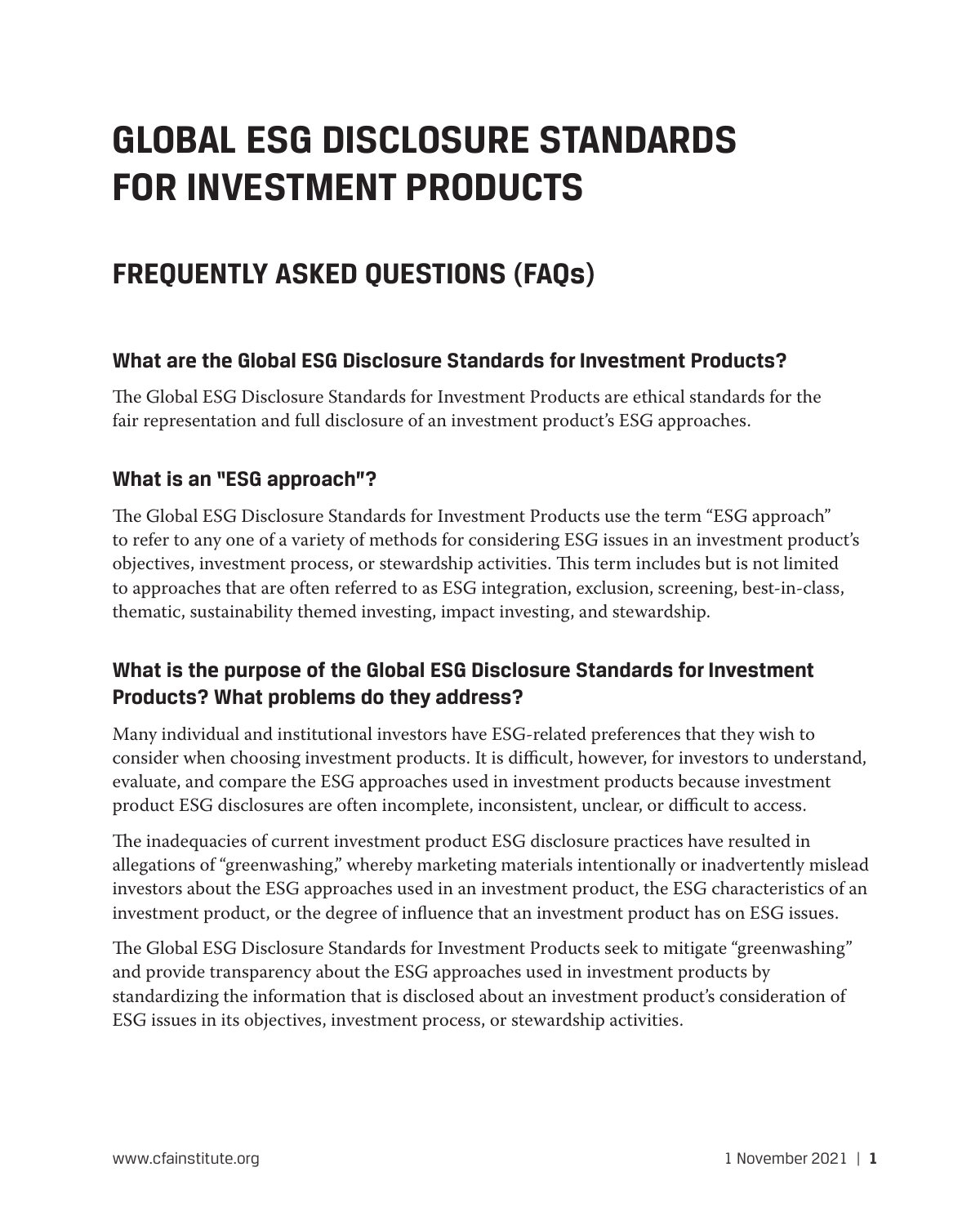# GLOBAL ESG DISCLOSURE STANDARDS FOR INVESTMENT PRODUCTS

## FREQUENTLY ASKED QUESTIONS (FAQs)

### What are the Global ESG Disclosure Standards for Investment Products?

The Global ESG Disclosure Standards for Investment Products are ethical standards for the fair representation and full disclosure of an investment product's ESG approaches.

### What is an "ESG approach"?

The Global ESG Disclosure Standards for Investment Products use the term "ESG approach" to refer to any one of a variety of methods for considering ESG issues in an investment product's objectives, investment process, or stewardship activities. This term includes but is not limited to approaches that are often referred to as ESG integration, exclusion, screening, best-in-class, thematic, sustainability themed investing, impact investing, and stewardship.

### What is the purpose of the Global ESG Disclosure Standards for Investment Products? What problems do they address?

Many individual and institutional investors have ESG-related preferences that they wish to consider when choosing investment products. It is difficult, however, for investors to understand, evaluate, and compare the ESG approaches used in investment products because investment product ESG disclosures are often incomplete, inconsistent, unclear, or difficult to access.

The inadequacies of current investment product ESG disclosure practices have resulted in allegations of "greenwashing," whereby marketing materials intentionally or inadvertently mislead investors about the ESG approaches used in an investment product, the ESG characteristics of an investment product, or the degree of influence that an investment product has on ESG issues.

The Global ESG Disclosure Standards for Investment Products seek to mitigate "greenwashing" and provide transparency about the ESG approaches used in investment products by standardizing the information that is disclosed about an investment product's consideration of ESG issues in its objectives, investment process, or stewardship activities.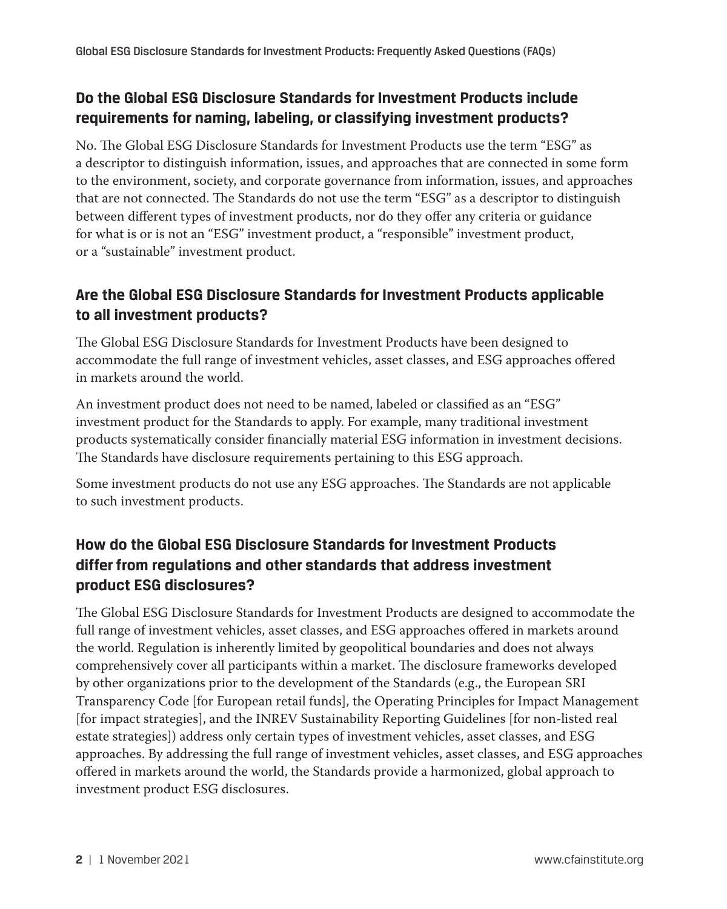## Do the Global ESG Disclosure Standards for Investment Products include requirements for naming, labeling, or classifying investment products?

No. The Global ESG Disclosure Standards for Investment Products use the term "ESG" as a descriptor to distinguish information, issues, and approaches that are connected in some form to the environment, society, and corporate governance from information, issues, and approaches that are not connected. The Standards do not use the term "ESG" as a descriptor to distinguish between different types of investment products, nor do they offer any criteria or guidance for what is or is not an "ESG" investment product, a "responsible" investment product, or a "sustainable" investment product.

## Are the Global ESG Disclosure Standards for Investment Products applicable to all investment products?

The Global ESG Disclosure Standards for Investment Products have been designed to accommodate the full range of investment vehicles, asset classes, and ESG approaches offered in markets around the world.

An investment product does not need to be named, labeled or classified as an "ESG" investment product for the Standards to apply. For example, many traditional investment products systematically consider financially material ESG information in investment decisions. The Standards have disclosure requirements pertaining to this ESG approach.

Some investment products do not use any ESG approaches. The Standards are not applicable to such investment products.

## How do the Global ESG Disclosure Standards for Investment Products differ from regulations and other standards that address investment product ESG disclosures?

The Global ESG Disclosure Standards for Investment Products are designed to accommodate the full range of investment vehicles, asset classes, and ESG approaches offered in markets around the world. Regulation is inherently limited by geopolitical boundaries and does not always comprehensively cover all participants within a market. The disclosure frameworks developed by other organizations prior to the development of the Standards (e.g., the European SRI Transparency Code [for European retail funds], the Operating Principles for Impact Management [for impact strategies], and the INREV Sustainability Reporting Guidelines [for non-listed real estate strategies]) address only certain types of investment vehicles, asset classes, and ESG approaches. By addressing the full range of investment vehicles, asset classes, and ESG approaches offered in markets around the world, the Standards provide a harmonized, global approach to investment product ESG disclosures.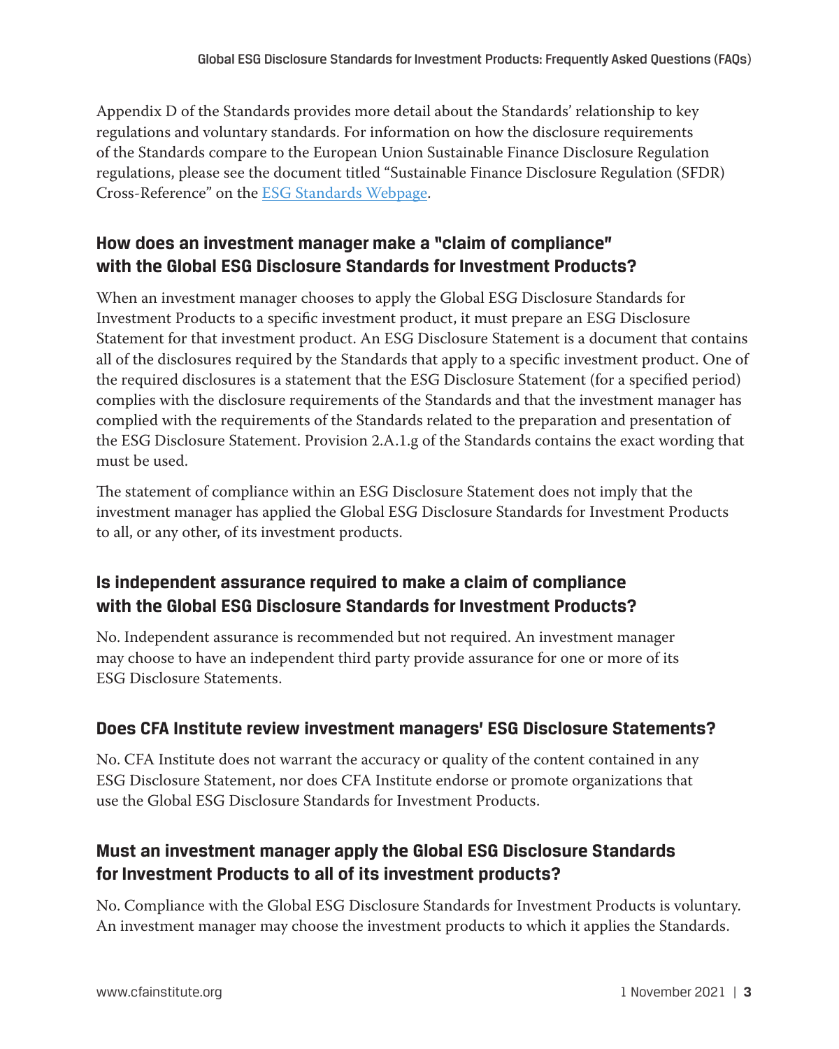Appendix D of the Standards provides more detail about the Standards' relationship to key regulations and voluntary standards. For information on how the disclosure requirements of the Standards compare to the European Union Sustainable Finance Disclosure Regulation regulations, please see the document titled "Sustainable Finance Disclosure Regulation (SFDR) Cross-Reference" on the [ESG Standards Webpage](#).

## How does an investment manager make a "claim of compliance" with the Global ESG Disclosure Standards for Investment Products?

When an investment manager chooses to apply the Global ESG Disclosure Standards for Investment Products to a specific investment product, it must prepare an ESG Disclosure Statement for that investment product. An ESG Disclosure Statement is a document that contains all of the disclosures required by the Standards that apply to a specific investment product. One of the required disclosures is a statement that the ESG Disclosure Statement (for a specified period) complies with the disclosure requirements of the Standards and that the investment manager has complied with the requirements of the Standards related to the preparation and presentation of the ESG Disclosure Statement. Provision 2.A.1.g of the Standards contains the exact wording that must be used.

The statement of compliance within an ESG Disclosure Statement does not imply that the investment manager has applied the Global ESG Disclosure Standards for Investment Products to all, or any other, of its investment products.

## Is independent assurance required to make a claim of compliance with the Global ESG Disclosure Standards for Investment Products?

No. Independent assurance is recommended but not required. An investment manager may choose to have an independent third party provide assurance for one or more of its ESG Disclosure Statements.

## Does CFA Institute review investment managers' ESG Disclosure Statements?

No. CFA Institute does not warrant the accuracy or quality of the content contained in any ESG Disclosure Statement, nor does CFA Institute endorse or promote organizations that use the Global ESG Disclosure Standards for Investment Products.

## Must an investment manager apply the Global ESG Disclosure Standards for Investment Products to all of its investment products?

No. Compliance with the Global ESG Disclosure Standards for Investment Products is voluntary. An investment manager may choose the investment products to which it applies the Standards.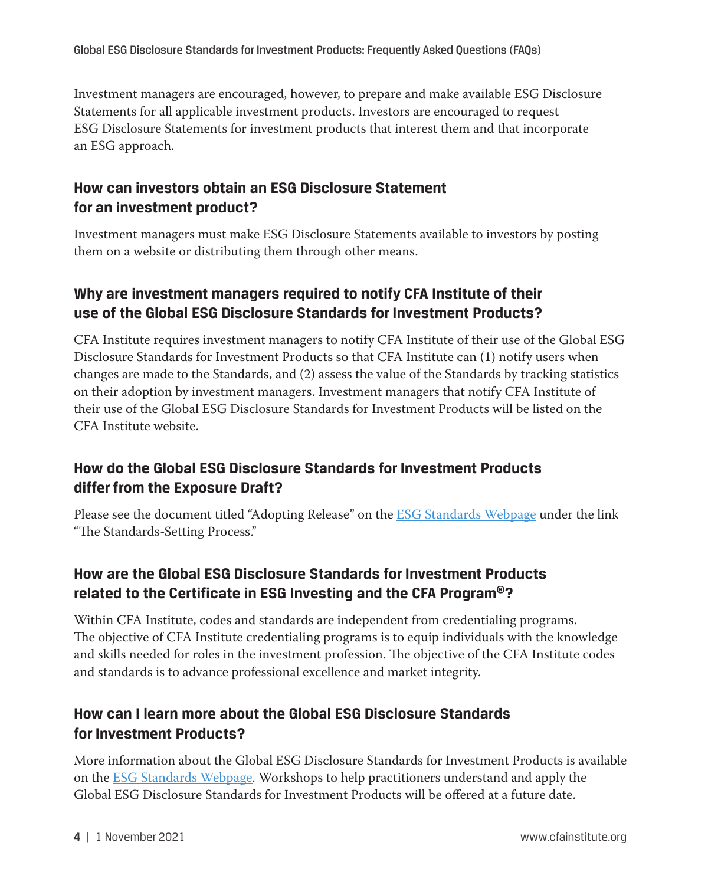Investment managers are encouraged, however, to prepare and make available ESG Disclosure Statements for all applicable investment products. Investors are encouraged to request ESG Disclosure Statements for investment products that interest them and that incorporate an ESG approach.

## How can investors obtain an ESG Disclosure Statement for an investment product?

Investment managers must make ESG Disclosure Statements available to investors by posting them on a website or distributing them through other means.

## Why are investment managers required to notify CFA Institute of their use of the Global ESG Disclosure Standards for Investment Products?

CFA Institute requires investment managers to notify CFA Institute of their use of the Global ESG Disclosure Standards for Investment Products so that CFA Institute can (1) notify users when changes are made to the Standards, and (2) assess the value of the Standards by tracking statistics on their adoption by investment managers. Investment managers that notify CFA Institute of their use of the Global ESG Disclosure Standards for Investment Products will be listed on the CFA Institute website.

## How do the Global ESG Disclosure Standards for Investment Products differ from the Exposure Draft?

Please see the document titled "Adopting Release" on the ESG Standards Webpage under the link "The Standards-Setting Process."

## How are the Global ESG Disclosure Standards for Investment Products related to the Certificate in ESG Investing and the CFA Program®?

Within CFA Institute, codes and standards are independent from credentialing programs. The objective of CFA Institute credentialing programs is to equip individuals with the knowledge and skills needed for roles in the investment profession. The objective of the CFA Institute codes and standards is to advance professional excellence and market integrity.

## How can I learn more about the Global ESG Disclosure Standards for Investment Products?

More information about the Global ESG Disclosure Standards for Investment Products is available on the ESG Standards Webpage. Workshops to help practitioners understand and apply the Global ESG Disclosure Standards for Investment Products will be offered at a future date.